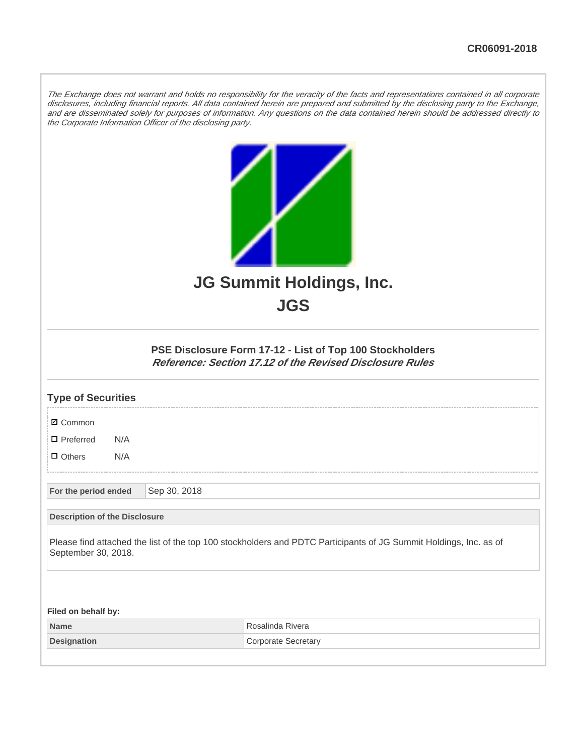CR06091-2018

*The Exchange does not warrant and holds no responsibility for the veracity of the facts and representations contained in all corporate disclosures, including financial reports. All data contained herein are prepared and submitted by the disclosing party to the Exchange, and are disseminated solely for purposes of information. Any questions on the data contained herein should be addressed directly to the Corporate Information Officer of the disclosing party.*

# JG Summit Holdings, Inc.
# JGS

### PSE Disclosure Form 17-12 - List of Top 100 Stockholders
***Reference: Section 17.12 of the Revised Disclosure Rules***

### Type of Securities

- ☑ Common
- ☐ Preferred N/A
- ☐ Others N/A

| For the period ended | Sep 30, 2018 |
|---|---|

| Description of the Disclosure |
|---|
| Please find attached the list of the top 100 stockholders and PDTC Participants of JG Summit Holdings, Inc. as of September 30, 2018. |

**Filed on behalf by:**

| Name | Rosalinda Rivera |
|---|---|
| Designation | Corporate Secretary |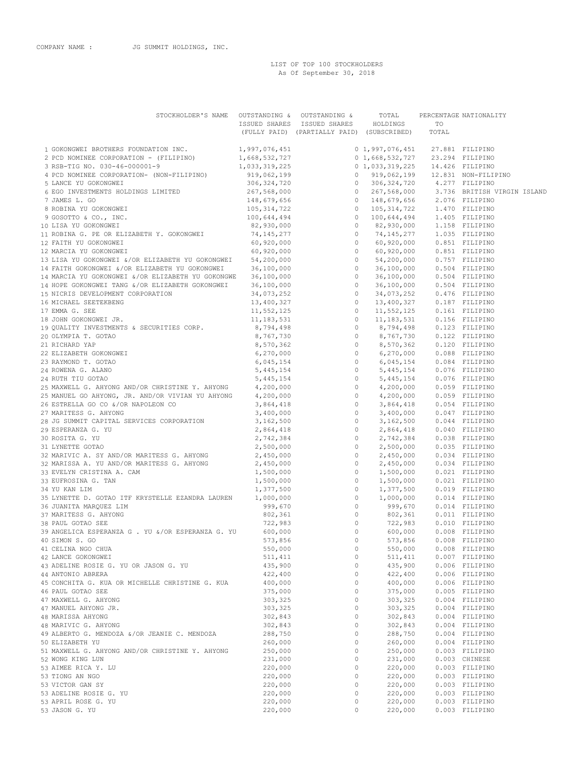COMPANY NAME : JG SUMMIT HOLDINGS, INC.

LIST OF TOP 100 STOCKHOLDERS
As Of September 30, 2018

| | STOCKHOLDER'S NAME | OUTSTANDING & ISSUED SHARES (FULLY PAID) | OUTSTANDING & ISSUED SHARES (PARTIALLY PAID) | TOTAL HOLDINGS (SUBSCRIBED) | PERCENTAGE TO TOTAL | NATIONALITY |
|---|---|---|---|---|---|---|
| 1 | GOKONGWEI BROTHERS FOUNDATION INC. | 1,997,076,451 | 0 | 1,997,076,451 | 27.881 | FILIPINO |
| 2 | PCD NOMINEE CORPORATION - (FILIPINO) | 1,668,532,727 | 0 | 1,668,532,727 | 23.294 | FILIPINO |
| 3 | RSB-TIG NO. 030-46-000001-9 | 1,033,319,225 | 0 | 1,033,319,225 | 14.426 | FILIPINO |
| 4 | PCD NOMINEE CORPORATION- (NON-FILIPINO) | 919,062,199 | 0 | 919,062,199 | 12.831 | NON-FILIPINO |
| 5 | LANCE YU GOKONGWEI | 306,324,720 | 0 | 306,324,720 | 4.277 | FILIPINO |
| 6 | EGO INVESTMENTS HOLDINGS LIMITED | 267,568,000 | 0 | 267,568,000 | 3.736 | BRITISH VIRGIN ISLAND |
| 7 | JAMES L. GO | 148,679,656 | 0 | 148,679,656 | 2.076 | FILIPINO |
| 8 | ROBINA YU GOKONGWEI | 105,314,722 | 0 | 105,314,722 | 1.470 | FILIPINO |
| 9 | GOSOTTO & CO., INC. | 100,644,494 | 0 | 100,644,494 | 1.405 | FILIPINO |
| 10 | LISA YU GOKONGWEI | 82,930,000 | 0 | 82,930,000 | 1.158 | FILIPINO |
| 11 | ROBINA G. PE OR ELIZABETH Y. GOKONGWEI | 74,145,277 | 0 | 74,145,277 | 1.035 | FILIPINO |
| 12 | FAITH YU GOKONGWEI | 60,920,000 | 0 | 60,920,000 | 0.851 | FILIPINO |
| 12 | MARCIA YU GOKONGWEI | 60,920,000 | 0 | 60,920,000 | 0.851 | FILIPINO |
| 13 | LISA YU GOKONGWEI &/OR ELIZABETH YU GOKONGWEI | 54,200,000 | 0 | 54,200,000 | 0.757 | FILIPINO |
| 14 | FAITH GOKONGWEI &/OR ELIZABETH YU GOKONGWEI | 36,100,000 | 0 | 36,100,000 | 0.504 | FILIPINO |
| 14 | MARCIA YU GOKONGWEI &/OR ELIZABETH YU GOKONGWE | 36,100,000 | 0 | 36,100,000 | 0.504 | FILIPINO |
| 14 | HOPE GOKONGWEI TANG &/OR ELIZABETH GOKONGWEI | 36,100,000 | 0 | 36,100,000 | 0.504 | FILIPINO |
| 15 | NICRIS DEVELOPMENT CORPORATION | 34,073,252 | 0 | 34,073,252 | 0.476 | FILIPINO |
| 16 | MICHAEL SEETEKBENG | 13,400,327 | 0 | 13,400,327 | 0.187 | FILIPINO |
| 17 | EMMA G. SEE | 11,552,125 | 0 | 11,552,125 | 0.161 | FILIPINO |
| 18 | JOHN GOKONGWEI JR. | 11,183,531 | 0 | 11,183,531 | 0.156 | FILIPINO |
| 19 | QUALITY INVESTMENTS & SECURITIES CORP. | 8,794,498 | 0 | 8,794,498 | 0.123 | FILIPINO |
| 20 | OLYMPIA T. GOTAO | 8,767,730 | 0 | 8,767,730 | 0.122 | FILIPINO |
| 21 | RICHARD YAP | 8,570,362 | 0 | 8,570,362 | 0.120 | FILIPINO |
| 22 | ELIZABETH GOKONGWEI | 6,270,000 | 0 | 6,270,000 | 0.088 | FILIPINO |
| 23 | RAYMOND T. GOTAO | 6,045,154 | 0 | 6,045,154 | 0.084 | FILIPINO |
| 24 | ROWENA G. ALANO | 5,445,154 | 0 | 5,445,154 | 0.076 | FILIPINO |
| 24 | RUTH TIU GOTAO | 5,445,154 | 0 | 5,445,154 | 0.076 | FILIPINO |
| 25 | MAXWELL G. AHYONG AND/OR CHRISTINE Y. AHYONG | 4,200,000 | 0 | 4,200,000 | 0.059 | FILIPINO |
| 25 | MANUEL GO AHYONG, JR. AND/OR VIVIAN YU AHYONG | 4,200,000 | 0 | 4,200,000 | 0.059 | FILIPINO |
| 26 | ESTRELLA GO CO &/OR NAPOLEON CO | 3,864,418 | 0 | 3,864,418 | 0.054 | FILIPINO |
| 27 | MARITESS G. AHYONG | 3,400,000 | 0 | 3,400,000 | 0.047 | FILIPINO |
| 28 | JG SUMMIT CAPITAL SERVICES CORPORATION | 3,162,500 | 0 | 3,162,500 | 0.044 | FILIPINO |
| 29 | ESPERANZA G. YU | 2,864,418 | 0 | 2,864,418 | 0.040 | FILIPINO |
| 30 | ROSITA G. YU | 2,742,384 | 0 | 2,742,384 | 0.038 | FILIPINO |
| 31 | LYNETTE GOTAO | 2,500,000 | 0 | 2,500,000 | 0.035 | FILIPINO |
| 32 | MARIVIC A. SY AND/OR MARITESS G. AHYONG | 2,450,000 | 0 | 2,450,000 | 0.034 | FILIPINO |
| 32 | MARISSA A. YU AND/OR MARITESS G. AHYONG | 2,450,000 | 0 | 2,450,000 | 0.034 | FILIPINO |
| 33 | EVELYN CRISTINA A. CAM | 1,500,000 | 0 | 1,500,000 | 0.021 | FILIPINO |
| 33 | EUFROSINA G. TAN | 1,500,000 | 0 | 1,500,000 | 0.021 | FILIPINO |
| 34 | YU KAN LIM | 1,377,500 | 0 | 1,377,500 | 0.019 | FILIPINO |
| 35 | LYNETTE D. GOTAO ITF KRYSTELLE EZANDRA LAUREN | 1,000,000 | 0 | 1,000,000 | 0.014 | FILIPINO |
| 36 | JUANITA MARQUEZ LIM | 999,670 | 0 | 999,670 | 0.014 | FILIPINO |
| 37 | MARITESS G. AHYONG | 802,361 | 0 | 802,361 | 0.011 | FILIPINO |
| 38 | PAUL GOTAO SEE | 722,983 | 0 | 722,983 | 0.010 | FILIPINO |
| 39 | ANGELICA ESPERANZA G . YU &/OR ESPERANZA G. YU | 600,000 | 0 | 600,000 | 0.008 | FILIPINO |
| 40 | SIMON S. GO | 573,856 | 0 | 573,856 | 0.008 | FILIPINO |
| 41 | CELINA NGO CHUA | 550,000 | 0 | 550,000 | 0.008 | FILIPINO |
| 42 | LANCE GOKONGWEI | 511,411 | 0 | 511,411 | 0.007 | FILIPINO |
| 43 | ADELINE ROSIE G. YU OR JASON G. YU | 435,900 | 0 | 435,900 | 0.006 | FILIPINO |
| 44 | ANTONIO ABRERA | 422,400 | 0 | 422,400 | 0.006 | FILIPINO |
| 45 | CONCHITA G. KUA OR MICHELLE CHRISTINE G. KUA | 400,000 | 0 | 400,000 | 0.006 | FILIPINO |
| 46 | PAUL GOTAO SEE | 375,000 | 0 | 375,000 | 0.005 | FILIPINO |
| 47 | MAXWELL G. AHYONG | 303,325 | 0 | 303,325 | 0.004 | FILIPINO |
| 47 | MANUEL AHYONG JR. | 303,325 | 0 | 303,325 | 0.004 | FILIPINO |
| 48 | MARISSA AHYONG | 302,843 | 0 | 302,843 | 0.004 | FILIPINO |
| 48 | MARIVIC G. AHYONG | 302,843 | 0 | 302,843 | 0.004 | FILIPINO |
| 49 | ALBERTO G. MENDOZA &/OR JEANIE C. MENDOZA | 288,750 | 0 | 288,750 | 0.004 | FILIPINO |
| 50 | ELIZABETH YU | 260,000 | 0 | 260,000 | 0.004 | FILIPINO |
| 51 | MAXWELL G. AHYONG AND/OR CHRISTINE Y. AHYONG | 250,000 | 0 | 250,000 | 0.003 | FILIPINO |
| 52 | WONG KING LUN | 231,000 | 0 | 231,000 | 0.003 | CHINESE |
| 53 | AIMEE RICA Y. LU | 220,000 | 0 | 220,000 | 0.003 | FILIPINO |
| 53 | TIONG AN NGO | 220,000 | 0 | 220,000 | 0.003 | FILIPINO |
| 53 | VICTOR GAN SY | 220,000 | 0 | 220,000 | 0.003 | FILIPINO |
| 53 | ADELINE ROSIE G. YU | 220,000 | 0 | 220,000 | 0.003 | FILIPINO |
| 53 | APRIL ROSE G. YU | 220,000 | 0 | 220,000 | 0.003 | FILIPINO |
| 53 | JASON G. YU | 220,000 | 0 | 220,000 | 0.003 | FILIPINO |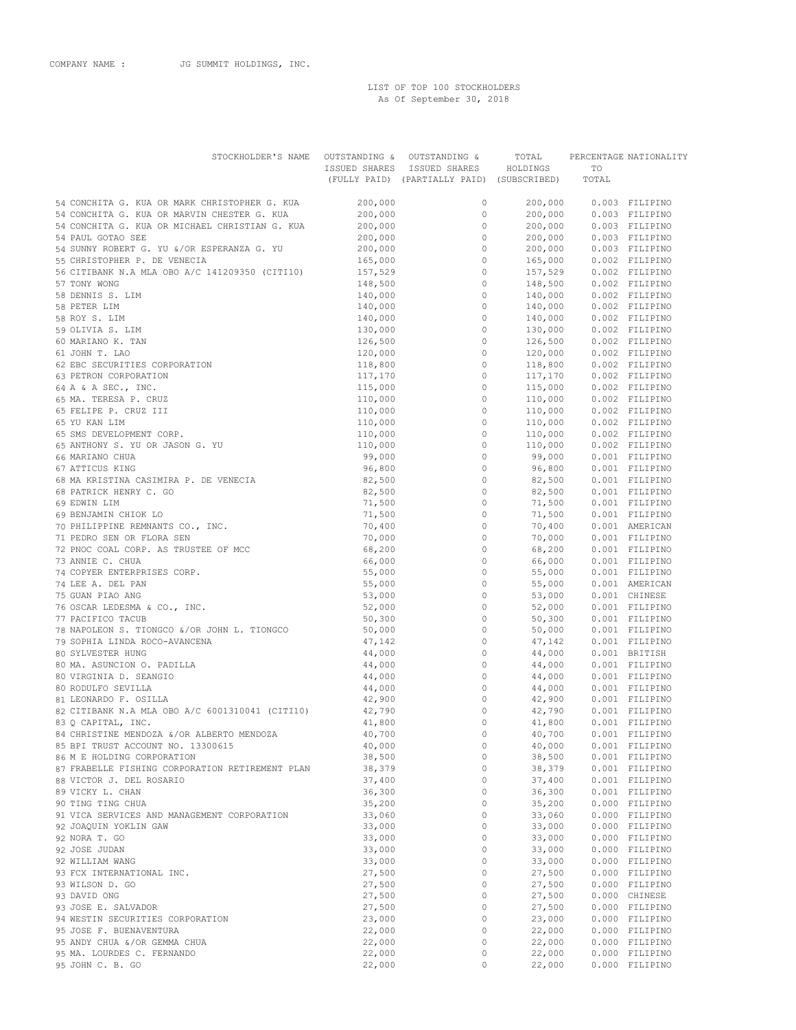COMPANY NAME : JG SUMMIT HOLDINGS, INC.

LIST OF TOP 100 STOCKHOLDERS
As Of September 30, 2018

| STOCKHOLDER'S NAME | OUTSTANDING & ISSUED SHARES (FULLY PAID) | OUTSTANDING & ISSUED SHARES (PARTIALLY PAID) | TOTAL HOLDINGS (SUBSCRIBED) | PERCENTAGE TO TOTAL | NATIONALITY |
|---|---|---|---|---|---|
| 54 CONCHITA G. KUA OR MARK CHRISTOPHER G. KUA | 200,000 | 0 | 200,000 | 0.003 | FILIPINO |
| 54 CONCHITA G. KUA OR MARVIN CHESTER G. KUA | 200,000 | 0 | 200,000 | 0.003 | FILIPINO |
| 54 CONCHITA G. KUA OR MICHAEL CHRISTIAN G. KUA | 200,000 | 0 | 200,000 | 0.003 | FILIPINO |
| 54 PAUL GOTAO SEE | 200,000 | 0 | 200,000 | 0.003 | FILIPINO |
| 54 SUNNY ROBERT G. YU &/OR ESPERANZA G. YU | 200,000 | 0 | 200,000 | 0.003 | FILIPINO |
| 55 CHRISTOPHER P. DE VENECIA | 165,000 | 0 | 165,000 | 0.002 | FILIPINO |
| 56 CITIBANK N.A MLA OBO A/C 141209350 (CITI10) | 157,529 | 0 | 157,529 | 0.002 | FILIPINO |
| 57 TONY WONG | 148,500 | 0 | 148,500 | 0.002 | FILIPINO |
| 58 DENNIS S. LIM | 140,000 | 0 | 140,000 | 0.002 | FILIPINO |
| 58 PETER LIM | 140,000 | 0 | 140,000 | 0.002 | FILIPINO |
| 58 ROY S. LIM | 140,000 | 0 | 140,000 | 0.002 | FILIPINO |
| 59 OLIVIA S. LIM | 130,000 | 0 | 130,000 | 0.002 | FILIPINO |
| 60 MARIANO K. TAN | 126,500 | 0 | 126,500 | 0.002 | FILIPINO |
| 61 JOHN T. LAO | 120,000 | 0 | 120,000 | 0.002 | FILIPINO |
| 62 EBC SECURITIES CORPORATION | 118,800 | 0 | 118,800 | 0.002 | FILIPINO |
| 63 PETRON CORPORATION | 117,170 | 0 | 117,170 | 0.002 | FILIPINO |
| 64 A & A SEC., INC. | 115,000 | 0 | 115,000 | 0.002 | FILIPINO |
| 65 MA. TERESA P. CRUZ | 110,000 | 0 | 110,000 | 0.002 | FILIPINO |
| 65 FELIPE P. CRUZ III | 110,000 | 0 | 110,000 | 0.002 | FILIPINO |
| 65 YU KAN LIM | 110,000 | 0 | 110,000 | 0.002 | FILIPINO |
| 65 SMS DEVELOPMENT CORP. | 110,000 | 0 | 110,000 | 0.002 | FILIPINO |
| 65 ANTHONY S. YU OR JASON G. YU | 110,000 | 0 | 110,000 | 0.002 | FILIPINO |
| 66 MARIANO CHUA | 99,000 | 0 | 99,000 | 0.001 | FILIPINO |
| 67 ATTICUS KING | 96,800 | 0 | 96,800 | 0.001 | FILIPINO |
| 68 MA KRISTINA CASIMIRA P. DE VENECIA | 82,500 | 0 | 82,500 | 0.001 | FILIPINO |
| 68 PATRICK HENRY C. GO | 82,500 | 0 | 82,500 | 0.001 | FILIPINO |
| 69 EDWIN LIM | 71,500 | 0 | 71,500 | 0.001 | FILIPINO |
| 69 BENJAMIN CHIOK LO | 71,500 | 0 | 71,500 | 0.001 | FILIPINO |
| 70 PHILIPPINE REMNANTS CO., INC. | 70,400 | 0 | 70,400 | 0.001 | AMERICAN |
| 71 PEDRO SEN OR FLORA SEN | 70,000 | 0 | 70,000 | 0.001 | FILIPINO |
| 72 PNOC COAL CORP. AS TRUSTEE OF MCC | 68,200 | 0 | 68,200 | 0.001 | FILIPINO |
| 73 ANNIE C. CHUA | 66,000 | 0 | 66,000 | 0.001 | FILIPINO |
| 74 COPYER ENTERPRISES CORP. | 55,000 | 0 | 55,000 | 0.001 | FILIPINO |
| 74 LEE A. DEL PAN | 55,000 | 0 | 55,000 | 0.001 | AMERICAN |
| 75 GUAN PIAO ANG | 53,000 | 0 | 53,000 | 0.001 | CHINESE |
| 76 OSCAR LEDESMA & CO., INC. | 52,000 | 0 | 52,000 | 0.001 | FILIPINO |
| 77 PACIFICO TACUB | 50,300 | 0 | 50,300 | 0.001 | FILIPINO |
| 78 NAPOLEON S. TIONGCO &/OR JOHN L. TIONGCO | 50,000 | 0 | 50,000 | 0.001 | FILIPINO |
| 79 SOPHIA LINDA ROCO-AVANCENA | 47,142 | 0 | 47,142 | 0.001 | FILIPINO |
| 80 SYLVESTER HUNG | 44,000 | 0 | 44,000 | 0.001 | BRITISH |
| 80 MA. ASUNCION O. PADILLA | 44,000 | 0 | 44,000 | 0.001 | FILIPINO |
| 80 VIRGINIA D. SEANGIO | 44,000 | 0 | 44,000 | 0.001 | FILIPINO |
| 80 RODULFO SEVILLA | 44,000 | 0 | 44,000 | 0.001 | FILIPINO |
| 81 LEONARDO F. OSILLA | 42,900 | 0 | 42,900 | 0.001 | FILIPINO |
| 82 CITIBANK N.A MLA OBO A/C 6001310041 (CITI10) | 42,790 | 0 | 42,790 | 0.001 | FILIPINO |
| 83 Q CAPITAL, INC. | 41,800 | 0 | 41,800 | 0.001 | FILIPINO |
| 84 CHRISTINE MENDOZA &/OR ALBERTO MENDOZA | 40,700 | 0 | 40,700 | 0.001 | FILIPINO |
| 85 BPI TRUST ACCOUNT NO. 13300615 | 40,000 | 0 | 40,000 | 0.001 | FILIPINO |
| 86 M E HOLDING CORPORATION | 38,500 | 0 | 38,500 | 0.001 | FILIPINO |
| 87 FRABELLE FISHING CORPORATION RETIREMENT PLAN | 38,379 | 0 | 38,379 | 0.001 | FILIPINO |
| 88 VICTOR J. DEL ROSARIO | 37,400 | 0 | 37,400 | 0.001 | FILIPINO |
| 89 VICKY L. CHAN | 36,300 | 0 | 36,300 | 0.001 | FILIPINO |
| 90 TING TING CHUA | 35,200 | 0 | 35,200 | 0.000 | FILIPINO |
| 91 VICA SERVICES AND MANAGEMENT CORPORATION | 33,060 | 0 | 33,060 | 0.000 | FILIPINO |
| 92 JOAQUIN YOKLIN GAW | 33,000 | 0 | 33,000 | 0.000 | FILIPINO |
| 92 NORA T. GO | 33,000 | 0 | 33,000 | 0.000 | FILIPINO |
| 92 JOSE JUDAN | 33,000 | 0 | 33,000 | 0.000 | FILIPINO |
| 92 WILLIAM WANG | 33,000 | 0 | 33,000 | 0.000 | FILIPINO |
| 93 FCX INTERNATIONAL INC. | 27,500 | 0 | 27,500 | 0.000 | FILIPINO |
| 93 WILSON D. GO | 27,500 | 0 | 27,500 | 0.000 | FILIPINO |
| 93 DAVID ONG | 27,500 | 0 | 27,500 | 0.000 | CHINESE |
| 93 JOSE E. SALVADOR | 27,500 | 0 | 27,500 | 0.000 | FILIPINO |
| 94 WESTIN SECURITIES CORPORATION | 23,000 | 0 | 23,000 | 0.000 | FILIPINO |
| 95 JOSE F. BUENAVENTURA | 22,000 | 0 | 22,000 | 0.000 | FILIPINO |
| 95 ANDY CHUA &/OR GEMMA CHUA | 22,000 | 0 | 22,000 | 0.000 | FILIPINO |
| 95 MA. LOURDES C. FERNANDO | 22,000 | 0 | 22,000 | 0.000 | FILIPINO |
| 95 JOHN C. B. GO | 22,000 | 0 | 22,000 | 0.000 | FILIPINO |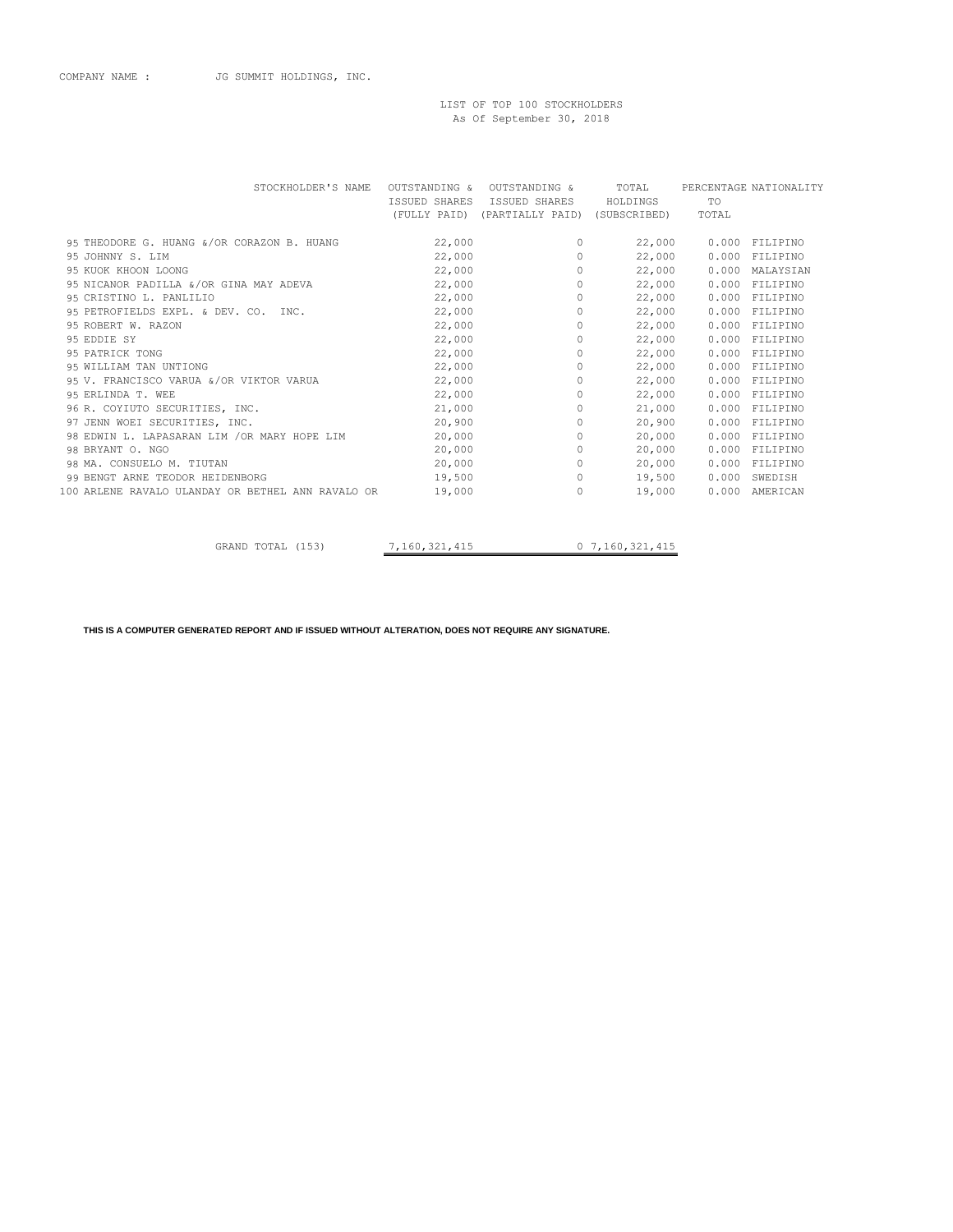COMPANY NAME : JG SUMMIT HOLDINGS, INC.

LIST OF TOP 100 STOCKHOLDERS
As Of September 30, 2018

| | STOCKHOLDER'S NAME | OUTSTANDING & ISSUED SHARES (FULLY PAID) | OUTSTANDING & ISSUED SHARES (PARTIALLY PAID) | TOTAL HOLDINGS (SUBSCRIBED) | PERCENTAGE TO TOTAL | NATIONALITY |
|---|---|---|---|---|---|---|
| 95 | THEODORE G. HUANG &/OR CORAZON B. HUANG | 22,000 | 0 | 22,000 | 0.000 | FILIPINO |
| 95 | JOHNNY S. LIM | 22,000 | 0 | 22,000 | 0.000 | FILIPINO |
| 95 | KUOK KHOON LOONG | 22,000 | 0 | 22,000 | 0.000 | MALAYSIAN |
| 95 | NICANOR PADILLA &/OR GINA MAY ADEVA | 22,000 | 0 | 22,000 | 0.000 | FILIPINO |
| 95 | CRISTINO L. PANLILIO | 22,000 | 0 | 22,000 | 0.000 | FILIPINO |
| 95 | PETROFIELDS EXPL. & DEV. CO. INC. | 22,000 | 0 | 22,000 | 0.000 | FILIPINO |
| 95 | ROBERT W. RAZON | 22,000 | 0 | 22,000 | 0.000 | FILIPINO |
| 95 | EDDIE SY | 22,000 | 0 | 22,000 | 0.000 | FILIPINO |
| 95 | PATRICK TONG | 22,000 | 0 | 22,000 | 0.000 | FILIPINO |
| 95 | WILLIAM TAN UNTIONG | 22,000 | 0 | 22,000 | 0.000 | FILIPINO |
| 95 | V. FRANCISCO VARUA &/OR VIKTOR VARUA | 22,000 | 0 | 22,000 | 0.000 | FILIPINO |
| 95 | ERLINDA T. WEE | 22,000 | 0 | 22,000 | 0.000 | FILIPINO |
| 96 | R. COYIUTO SECURITIES, INC. | 21,000 | 0 | 21,000 | 0.000 | FILIPINO |
| 97 | JENN WOEI SECURITIES, INC. | 20,900 | 0 | 20,900 | 0.000 | FILIPINO |
| 98 | EDWIN L. LAPASARAN LIM /OR MARY HOPE LIM | 20,000 | 0 | 20,000 | 0.000 | FILIPINO |
| 98 | BRYANT O. NGO | 20,000 | 0 | 20,000 | 0.000 | FILIPINO |
| 98 | MA. CONSUELO M. TIUTAN | 20,000 | 0 | 20,000 | 0.000 | FILIPINO |
| 99 | BENGT ARNE TEODOR HEIDENBORG | 19,500 | 0 | 19,500 | 0.000 | SWEDISH |
| 100 | ARLENE RAVALO ULANDAY OR BETHEL ANN RAVALO OR | 19,000 | 0 | 19,000 | 0.000 | AMERICAN |
| | GRAND TOTAL (153) | 7,160,321,415 | 0 | 7,160,321,415 | | |

**THIS IS A COMPUTER GENERATED REPORT AND IF ISSUED WITHOUT ALTERATION, DOES NOT REQUIRE ANY SIGNATURE.**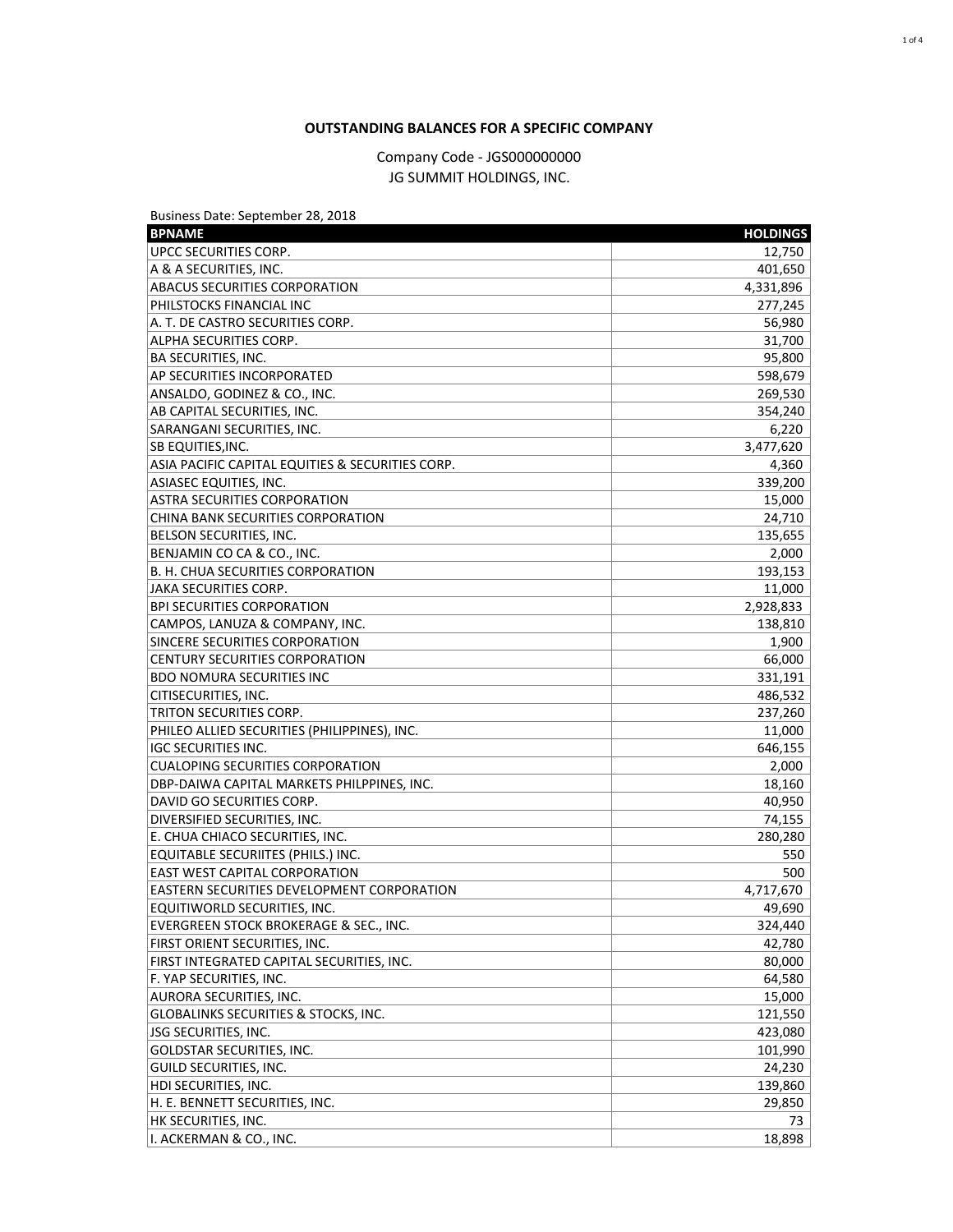## OUTSTANDING BALANCES FOR A SPECIFIC COMPANY

Company Code - JGS000000000
JG SUMMIT HOLDINGS, INC.

Business Date: September 28, 2018

| BPNAME | HOLDINGS |
|---|---|
| UPCC SECURITIES CORP. | 12,750 |
| A & A SECURITIES, INC. | 401,650 |
| ABACUS SECURITIES CORPORATION | 4,331,896 |
| PHILSTOCKS FINANCIAL INC | 277,245 |
| A. T. DE CASTRO SECURITIES CORP. | 56,980 |
| ALPHA SECURITIES CORP. | 31,700 |
| BA SECURITIES, INC. | 95,800 |
| AP SECURITIES INCORPORATED | 598,679 |
| ANSALDO, GODINEZ & CO., INC. | 269,530 |
| AB CAPITAL SECURITIES, INC. | 354,240 |
| SARANGANI SECURITIES, INC. | 6,220 |
| SB EQUITIES,INC. | 3,477,620 |
| ASIA PACIFIC CAPITAL EQUITIES & SECURITIES CORP. | 4,360 |
| ASIASEC EQUITIES, INC. | 339,200 |
| ASTRA SECURITIES CORPORATION | 15,000 |
| CHINA BANK SECURITIES CORPORATION | 24,710 |
| BELSON SECURITIES, INC. | 135,655 |
| BENJAMIN CO CA & CO., INC. | 2,000 |
| B. H. CHUA SECURITIES CORPORATION | 193,153 |
| JAKA SECURITIES CORP. | 11,000 |
| BPI SECURITIES CORPORATION | 2,928,833 |
| CAMPOS, LANUZA & COMPANY, INC. | 138,810 |
| SINCERE SECURITIES CORPORATION | 1,900 |
| CENTURY SECURITIES CORPORATION | 66,000 |
| BDO NOMURA SECURITIES INC | 331,191 |
| CITISECURITIES, INC. | 486,532 |
| TRITON SECURITIES CORP. | 237,260 |
| PHILEO ALLIED SECURITIES (PHILIPPINES), INC. | 11,000 |
| IGC SECURITIES INC. | 646,155 |
| CUALOPING SECURITIES CORPORATION | 2,000 |
| DBP-DAIWA CAPITAL MARKETS PHILPPINES, INC. | 18,160 |
| DAVID GO SECURITIES CORP. | 40,950 |
| DIVERSIFIED SECURITIES, INC. | 74,155 |
| E. CHUA CHIACO SECURITIES, INC. | 280,280 |
| EQUITABLE SECURIITES (PHILS.) INC. | 550 |
| EAST WEST CAPITAL CORPORATION | 500 |
| EASTERN SECURITIES DEVELOPMENT CORPORATION | 4,717,670 |
| EQUITIWORLD SECURITIES, INC. | 49,690 |
| EVERGREEN STOCK BROKERAGE & SEC., INC. | 324,440 |
| FIRST ORIENT SECURITIES, INC. | 42,780 |
| FIRST INTEGRATED CAPITAL SECURITIES, INC. | 80,000 |
| F. YAP SECURITIES, INC. | 64,580 |
| AURORA SECURITIES, INC. | 15,000 |
| GLOBALINKS SECURITIES & STOCKS, INC. | 121,550 |
| JSG SECURITIES, INC. | 423,080 |
| GOLDSTAR SECURITIES, INC. | 101,990 |
| GUILD SECURITIES, INC. | 24,230 |
| HDI SECURITIES, INC. | 139,860 |
| H. E. BENNETT SECURITIES, INC. | 29,850 |
| HK SECURITIES, INC. | 73 |
| I. ACKERMAN & CO., INC. | 18,898 |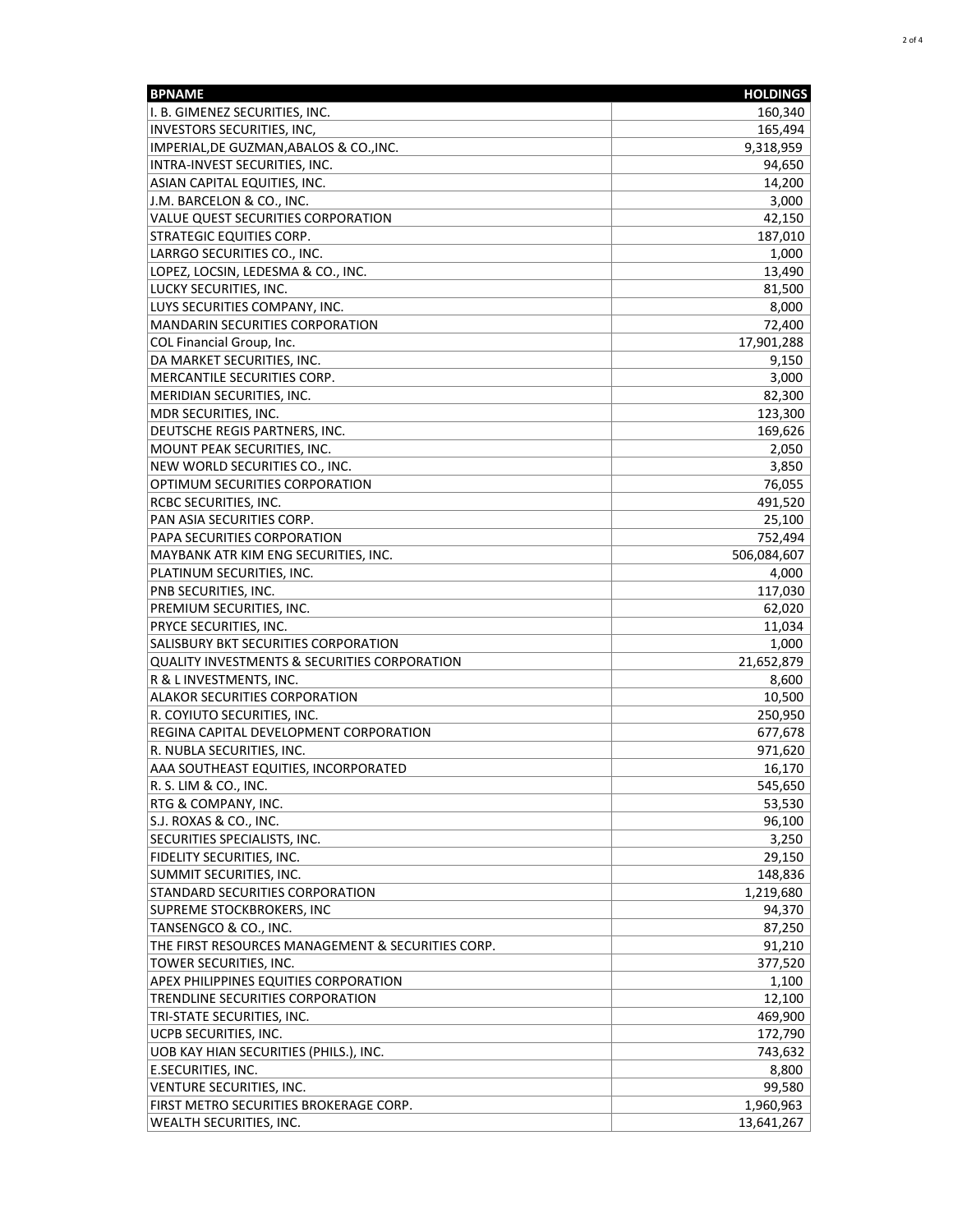| BPNAME | HOLDINGS |
| --- | ---: |
| I. B. GIMENEZ SECURITIES, INC. | 160,340 |
| INVESTORS SECURITIES, INC, | 165,494 |
| IMPERIAL,DE GUZMAN,ABALOS & CO.,INC. | 9,318,959 |
| INTRA-INVEST SECURITIES, INC. | 94,650 |
| ASIAN CAPITAL EQUITIES, INC. | 14,200 |
| J.M. BARCELON & CO., INC. | 3,000 |
| VALUE QUEST SECURITIES CORPORATION | 42,150 |
| STRATEGIC EQUITIES CORP. | 187,010 |
| LARRGO SECURITIES CO., INC. | 1,000 |
| LOPEZ, LOCSIN, LEDESMA & CO., INC. | 13,490 |
| LUCKY SECURITIES, INC. | 81,500 |
| LUYS SECURITIES COMPANY, INC. | 8,000 |
| MANDARIN SECURITIES CORPORATION | 72,400 |
| COL Financial Group, Inc. | 17,901,288 |
| DA MARKET SECURITIES, INC. | 9,150 |
| MERCANTILE SECURITIES CORP. | 3,000 |
| MERIDIAN SECURITIES, INC. | 82,300 |
| MDR SECURITIES, INC. | 123,300 |
| DEUTSCHE REGIS PARTNERS, INC. | 169,626 |
| MOUNT PEAK SECURITIES, INC. | 2,050 |
| NEW WORLD SECURITIES CO., INC. | 3,850 |
| OPTIMUM SECURITIES CORPORATION | 76,055 |
| RCBC SECURITIES, INC. | 491,520 |
| PAN ASIA SECURITIES CORP. | 25,100 |
| PAPA SECURITIES CORPORATION | 752,494 |
| MAYBANK ATR KIM ENG SECURITIES, INC. | 506,084,607 |
| PLATINUM SECURITIES, INC. | 4,000 |
| PNB SECURITIES, INC. | 117,030 |
| PREMIUM SECURITIES, INC. | 62,020 |
| PRYCE SECURITIES, INC. | 11,034 |
| SALISBURY BKT SECURITIES CORPORATION | 1,000 |
| QUALITY INVESTMENTS & SECURITIES CORPORATION | 21,652,879 |
| R & L INVESTMENTS, INC. | 8,600 |
| ALAKOR SECURITIES CORPORATION | 10,500 |
| R. COYIUTO SECURITIES, INC. | 250,950 |
| REGINA CAPITAL DEVELOPMENT CORPORATION | 677,678 |
| R. NUBLA SECURITIES, INC. | 971,620 |
| AAA SOUTHEAST EQUITIES, INCORPORATED | 16,170 |
| R. S. LIM & CO., INC. | 545,650 |
| RTG & COMPANY, INC. | 53,530 |
| S.J. ROXAS & CO., INC. | 96,100 |
| SECURITIES SPECIALISTS, INC. | 3,250 |
| FIDELITY SECURITIES, INC. | 29,150 |
| SUMMIT SECURITIES, INC. | 148,836 |
| STANDARD SECURITIES CORPORATION | 1,219,680 |
| SUPREME STOCKBROKERS, INC | 94,370 |
| TANSENGCO & CO., INC. | 87,250 |
| THE FIRST RESOURCES MANAGEMENT & SECURITIES CORP. | 91,210 |
| TOWER SECURITIES, INC. | 377,520 |
| APEX PHILIPPINES EQUITIES CORPORATION | 1,100 |
| TRENDLINE SECURITIES CORPORATION | 12,100 |
| TRI-STATE SECURITIES, INC. | 469,900 |
| UCPB SECURITIES, INC. | 172,790 |
| UOB KAY HIAN SECURITIES (PHILS.), INC. | 743,632 |
| E.SECURITIES, INC. | 8,800 |
| VENTURE SECURITIES, INC. | 99,580 |
| FIRST METRO SECURITIES BROKERAGE CORP. | 1,960,963 |
| WEALTH SECURITIES, INC. | 13,641,267 |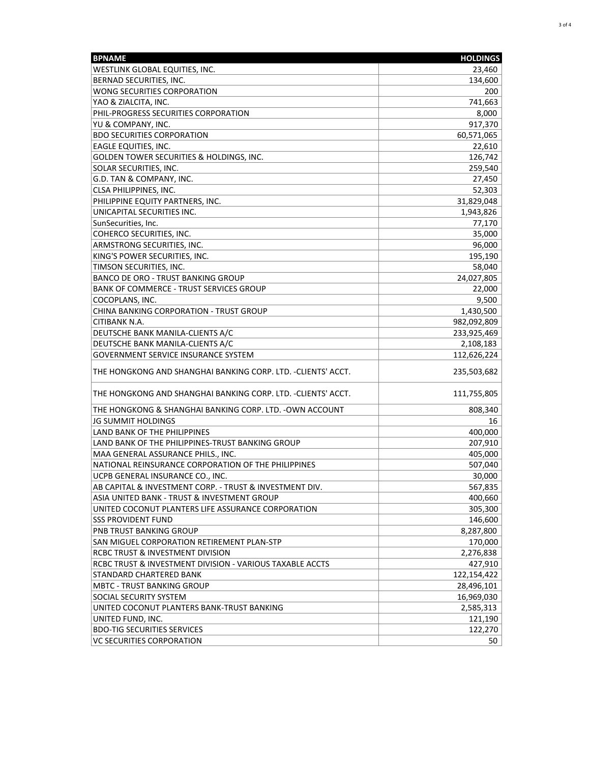| BPNAME | HOLDINGS |
|---|---|
| WESTLINK GLOBAL EQUITIES, INC. | 23,460 |
| BERNAD SECURITIES, INC. | 134,600 |
| WONG SECURITIES CORPORATION | 200 |
| YAO & ZIALCITA, INC. | 741,663 |
| PHIL-PROGRESS SECURITIES CORPORATION | 8,000 |
| YU & COMPANY, INC. | 917,370 |
| BDO SECURITIES CORPORATION | 60,571,065 |
| EAGLE EQUITIES, INC. | 22,610 |
| GOLDEN TOWER SECURITIES & HOLDINGS, INC. | 126,742 |
| SOLAR SECURITIES, INC. | 259,540 |
| G.D. TAN & COMPANY, INC. | 27,450 |
| CLSA PHILIPPINES, INC. | 52,303 |
| PHILIPPINE EQUITY PARTNERS, INC. | 31,829,048 |
| UNICAPITAL SECURITIES INC. | 1,943,826 |
| SunSecurities, Inc. | 77,170 |
| COHERCO SECURITIES, INC. | 35,000 |
| ARMSTRONG SECURITIES, INC. | 96,000 |
| KING'S POWER SECURITIES, INC. | 195,190 |
| TIMSON SECURITIES, INC. | 58,040 |
| BANCO DE ORO - TRUST BANKING GROUP | 24,027,805 |
| BANK OF COMMERCE - TRUST SERVICES GROUP | 22,000 |
| COCOPLANS, INC. | 9,500 |
| CHINA BANKING CORPORATION - TRUST GROUP | 1,430,500 |
| CITIBANK N.A. | 982,092,809 |
| DEUTSCHE BANK MANILA-CLIENTS A/C | 233,925,469 |
| DEUTSCHE BANK MANILA-CLIENTS A/C | 2,108,183 |
| GOVERNMENT SERVICE INSURANCE SYSTEM | 112,626,224 |
| THE HONGKONG AND SHANGHAI BANKING CORP. LTD. -CLIENTS' ACCT. | 235,503,682 |
| THE HONGKONG AND SHANGHAI BANKING CORP. LTD. -CLIENTS' ACCT. | 111,755,805 |
| THE HONGKONG & SHANGHAI BANKING CORP. LTD. -OWN ACCOUNT | 808,340 |
| JG SUMMIT HOLDINGS | 16 |
| LAND BANK OF THE PHILIPPINES | 400,000 |
| LAND BANK OF THE PHILIPPINES-TRUST BANKING GROUP | 207,910 |
| MAA GENERAL ASSURANCE PHILS., INC. | 405,000 |
| NATIONAL REINSURANCE CORPORATION OF THE PHILIPPINES | 507,040 |
| UCPB GENERAL INSURANCE CO., INC. | 30,000 |
| AB CAPITAL & INVESTMENT CORP. - TRUST & INVESTMENT DIV. | 567,835 |
| ASIA UNITED BANK - TRUST & INVESTMENT GROUP | 400,660 |
| UNITED COCONUT PLANTERS LIFE ASSURANCE CORPORATION | 305,300 |
| SSS PROVIDENT FUND | 146,600 |
| PNB TRUST BANKING GROUP | 8,287,800 |
| SAN MIGUEL CORPORATION RETIREMENT PLAN-STP | 170,000 |
| RCBC TRUST & INVESTMENT DIVISION | 2,276,838 |
| RCBC TRUST & INVESTMENT DIVISION - VARIOUS TAXABLE ACCTS | 427,910 |
| STANDARD CHARTERED BANK | 122,154,422 |
| MBTC - TRUST BANKING GROUP | 28,496,101 |
| SOCIAL SECURITY SYSTEM | 16,969,030 |
| UNITED COCONUT PLANTERS BANK-TRUST BANKING | 2,585,313 |
| UNITED FUND, INC. | 121,190 |
| BDO-TIG SECURITIES SERVICES | 122,270 |
| VC SECURITIES CORPORATION | 50 |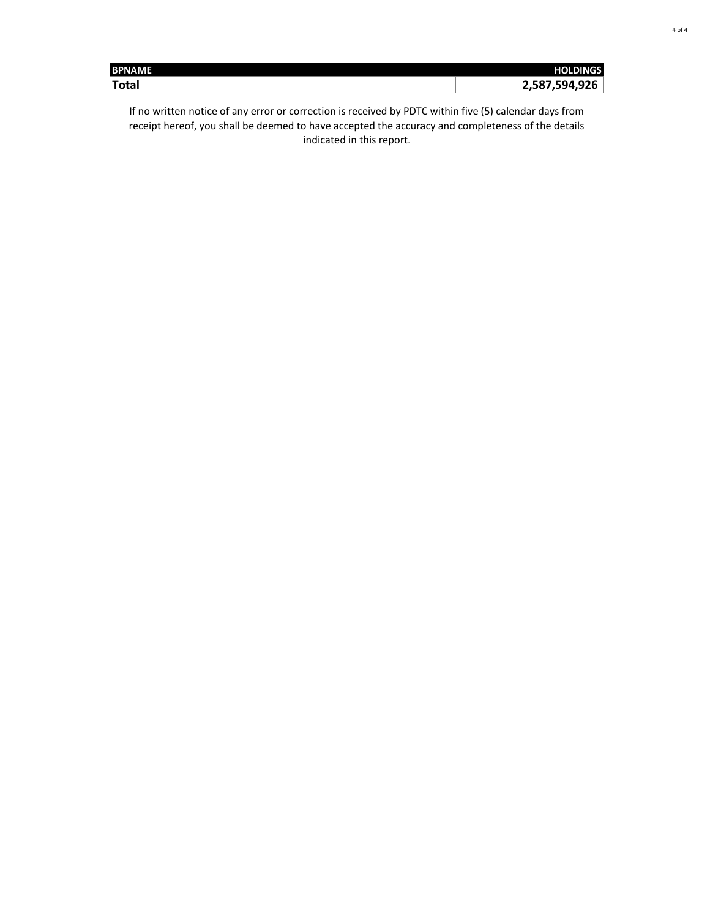| BPNAME | HOLDINGS |
| --- | --- |
| **Total** | **2,587,594,926** |

If no written notice of any error or correction is received by PDTC within five (5) calendar days from receipt hereof, you shall be deemed to have accepted the accuracy and completeness of the details indicated in this report.